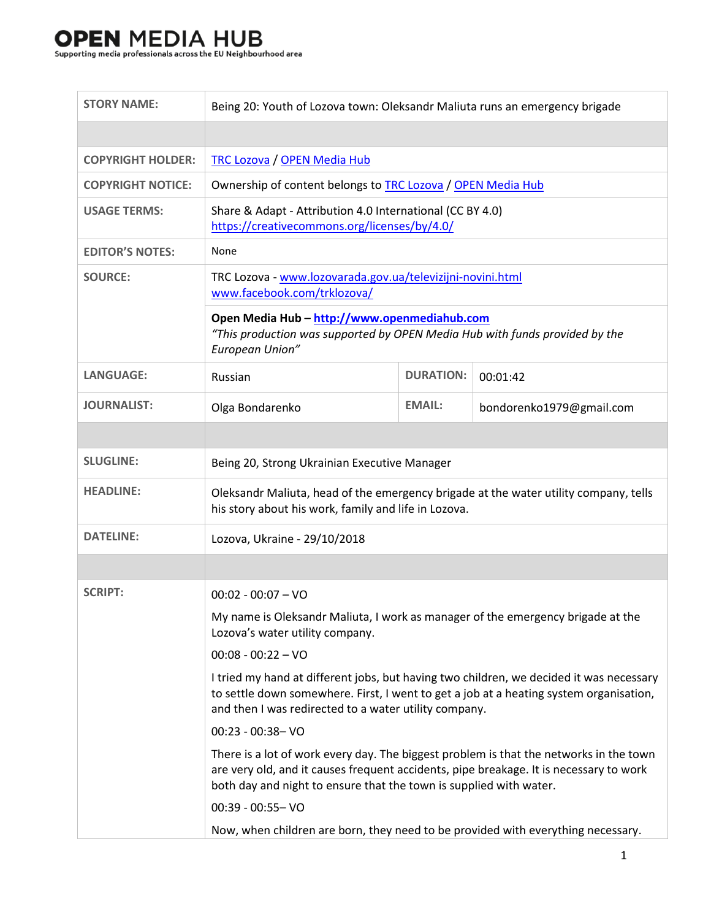# OPEN MEDIA HUB

Supporting media professionals across the EU Neighbourhood area

| | | | |
|---|---|---|---|
| **STORY NAME:** | Being 20: Youth of Lozova town: Oleksandr Maliuta runs an emergency brigade | | |
| | | | |
| **COPYRIGHT HOLDER:** | TRC Lozova / OPEN Media Hub | | |
| **COPYRIGHT NOTICE:** | Ownership of content belongs to TRC Lozova / OPEN Media Hub | | |
| **USAGE TERMS:** | Share & Adapt - Attribution 4.0 International (CC BY 4.0) https://creativecommons.org/licenses/by/4.0/ | | |
| **EDITOR'S NOTES:** | None | | |
| **SOURCE:** | TRC Lozova - www.lozovarada.gov.ua/televizijni-novini.html www.facebook.com/trklozova/ | | |
| | **Open Media Hub – http://www.openmediahub.com** *"This production was supported by OPEN Media Hub with funds provided by the European Union"* | | |
| **LANGUAGE:** | Russian | **DURATION:** | 00:01:42 |
| **JOURNALIST:** | Olga Bondarenko | **EMAIL:** | bondorenko1979@gmail.com |
| | | | |
| **SLUGLINE:** | Being 20, Strong Ukrainian Executive Manager | | |
| **HEADLINE:** | Oleksandr Maliuta, head of the emergency brigade at the water utility company, tells his story about his work, family and life in Lozova. | | |
| **DATELINE:** | Lozova, Ukraine - 29/10/2018 | | |
| | | | |
| **SCRIPT:** | 00:02 - 00:07 – VO | | |
| | My name is Oleksandr Maliuta, I work as manager of the emergency brigade at the Lozova's water utility company. | | |
| | 00:08 - 00:22 – VO | | |
| | I tried my hand at different jobs, but having two children, we decided it was necessary to settle down somewhere. First, I went to get a job at a heating system organisation, and then I was redirected to a water utility company. | | |
| | 00:23 - 00:38– VO | | |
| | There is a lot of work every day. The biggest problem is that the networks in the town are very old, and it causes frequent accidents, pipe breakage. It is necessary to work both day and night to ensure that the town is supplied with water. | | |
| | 00:39 - 00:55– VO | | |
| | Now, when children are born, they need to be provided with everything necessary. | | |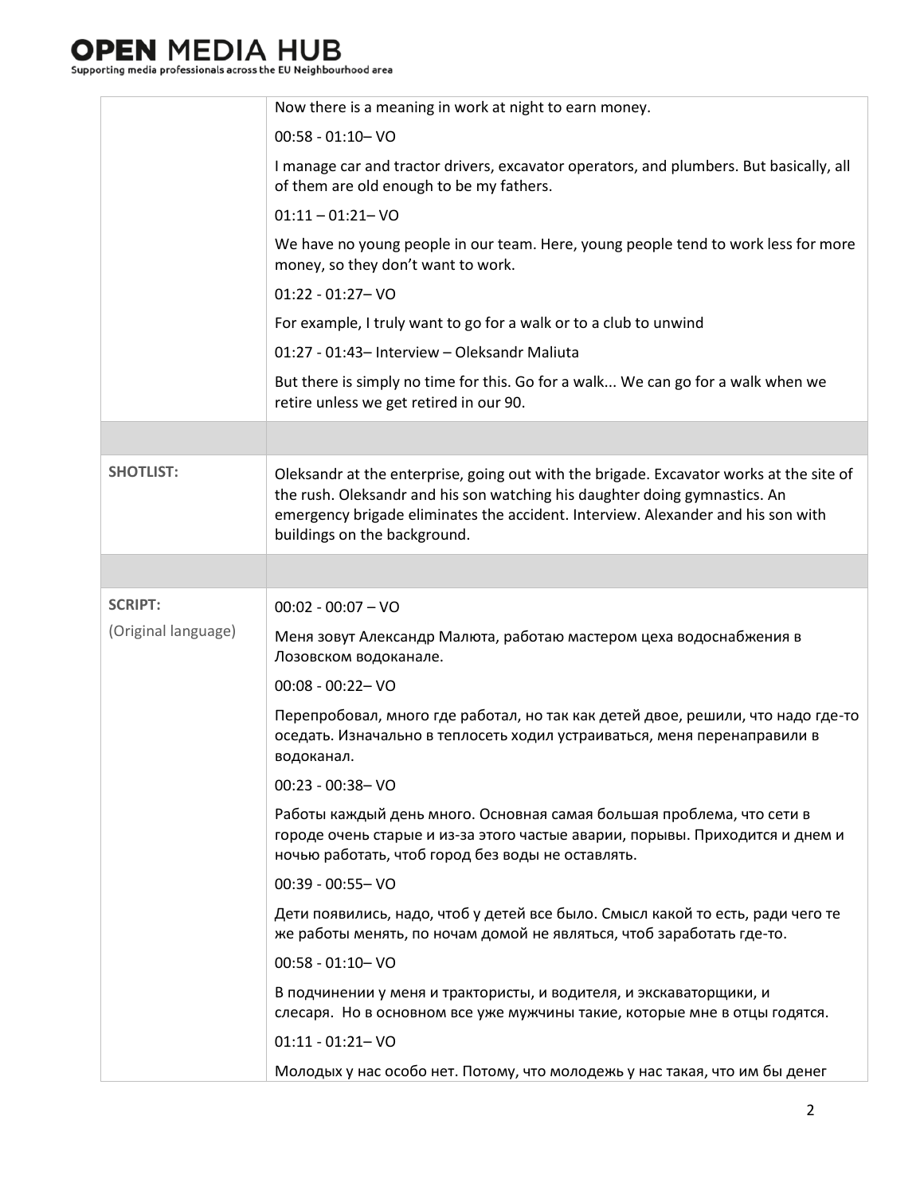| | |
|---|---|
| | Now there is a meaning in work at night to earn money.<br><br>00:58 - 01:10– VO<br><br>I manage car and tractor drivers, excavator operators, and plumbers. But basically, all of them are old enough to be my fathers.<br><br>01:11 – 01:21– VO<br><br>We have no young people in our team. Here, young people tend to work less for more money, so they don't want to work.<br><br>01:22 - 01:27– VO<br><br>For example, I truly want to go for a walk or to a club to unwind<br><br>01:27 - 01:43– Interview – Oleksandr Maliuta<br><br>But there is simply no time for this. Go for a walk... We can go for a walk when we retire unless we get retired in our 90. |
| | |
| **SHOTLIST:** | Oleksandr at the enterprise, going out with the brigade. Excavator works at the site of the rush. Oleksandr and his son watching his daughter doing gymnastics. An emergency brigade eliminates the accident. Interview. Alexander and his son with buildings on the background. |
| | |
| **SCRIPT:**<br><br>(Original language) | 00:02 - 00:07 – VO<br><br>Меня зовут Александр Малюта, работаю мастером цеха водоснабжения в Лозовском водоканале.<br><br>00:08 - 00:22– VO<br><br>Перепробовал, много где работал, но так как детей двое, решили, что надо где-то оседать. Изначально в теплосеть ходил устраиваться, меня перенаправили в водоканал.<br><br>00:23 - 00:38– VO<br><br>Работы каждый день много. Основная самая большая проблема, что сети в городе очень старые и из-за этого частые аварии, порывы. Приходится и днем и ночью работать, чтоб город без воды не оставлять.<br><br>00:39 - 00:55– VO<br><br>Дети появились, надо, чтоб у детей все было. Смысл какой то есть, ради чего те же работы менять, по ночам домой не являться, чтоб заработать где-то.<br><br>00:58 - 01:10– VO<br><br>В подчинении у меня и трактористы, и водителя, и экскаваторщики, и слесаря.  Но в основном все уже мужчины такие, которые мне в отцы годятся.<br><br>01:11 - 01:21– VO<br><br>Молодых у нас особо нет. Потому, что молодежь у нас такая, что им бы денег |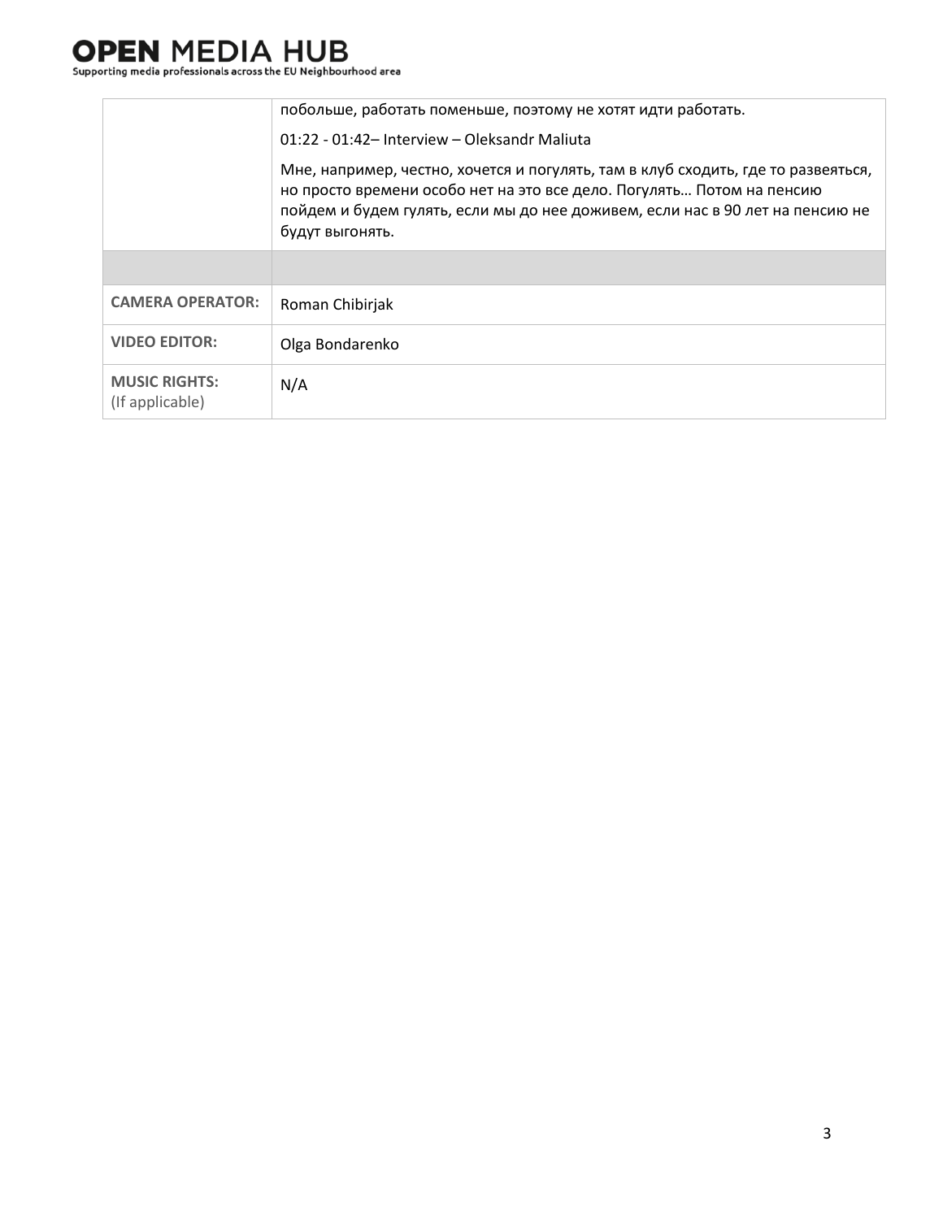| | |
|---|---|
| | побольше, работать поменьше, поэтому не хотят идти работать.<br><br>01:22 - 01:42– Interview – Oleksandr Maliuta<br><br>Мне, например, честно, хочется и погулять, там в клуб сходить, где то развеяться, но просто времени особо нет на это все дело. Погулять… Потом на пенсию пойдем и будем гулять, если мы до нее доживем, если нас в 90 лет на пенсию не будут выгонять. |
| | |
| **CAMERA OPERATOR:** | Roman Chibirjak |
| **VIDEO EDITOR:** | Olga Bondarenko |
| **MUSIC RIGHTS:** (If applicable) | N/A |